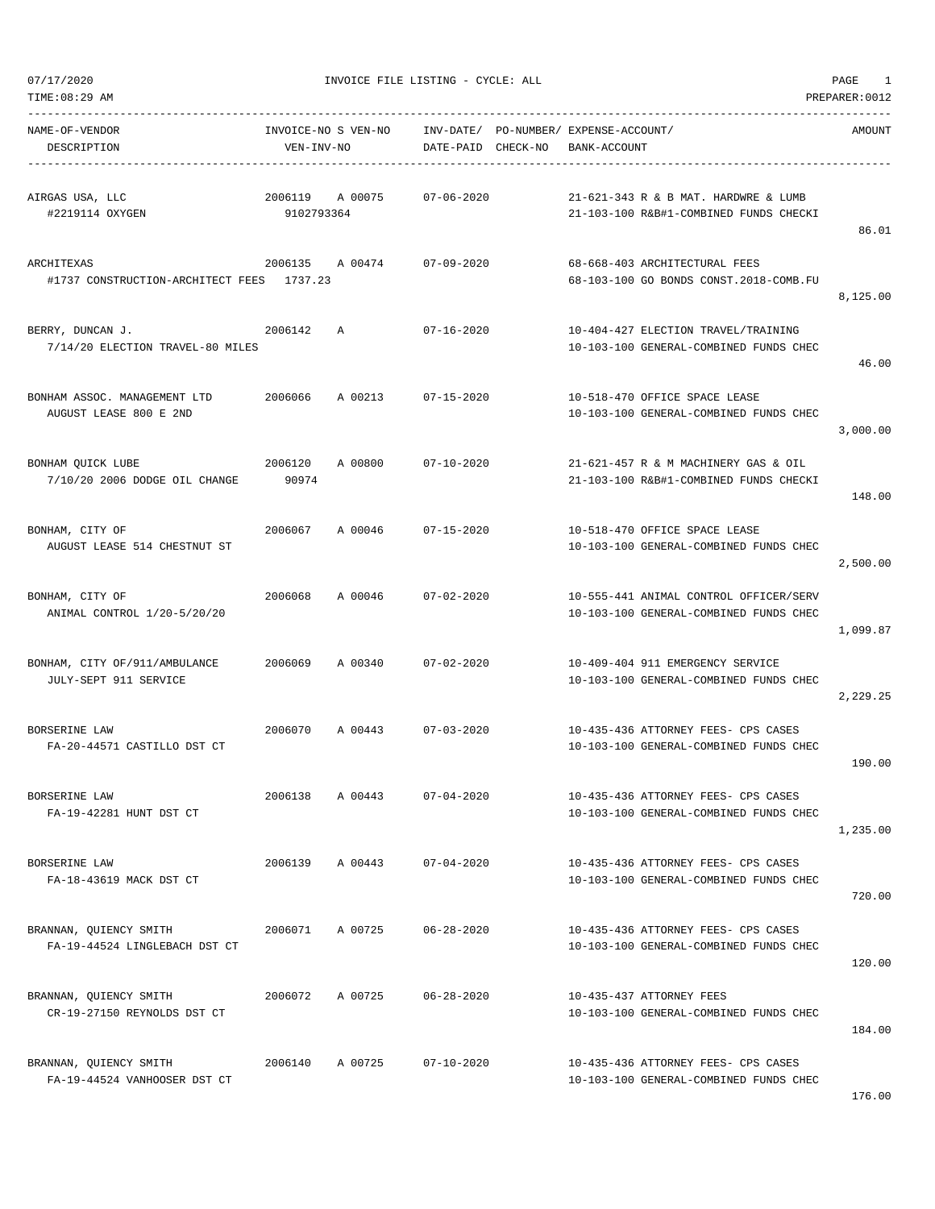07/17/2020 INVOICE FILE LISTING - CYCLE: ALL

TIME:08:29 AM PREPARER:0012

| NAME-OF-VENDOR / DESCRIPTION | INVOICE-NO S VEN-NO / VEN-INV-NO | INV-DATE/ DATE-PAID | PO-NUMBER/ CHECK-NO | EXPENSE-ACCOUNT/ BANK-ACCOUNT | AMOUNT |
|---|---|---|---|---|---|
| AIRGAS USA, LLC<br>#2219114 OXYGEN | 2006119 A 00075<br>9102793364 | 07-06-2020 | | 21-621-343 R & B MAT. HARDWRE & LUMB<br>21-103-100 R&B#1-COMBINED FUNDS CHECKI | 86.01 |
| ARCHITEXAS<br>#1737 CONSTRUCTION-ARCHITECT FEES | 2006135 A 00474<br>1737.23 | 07-09-2020 | | 68-668-403 ARCHITECTURAL FEES<br>68-103-100 GO BONDS CONST.2018-COMB.FU | 8,125.00 |
| BERRY, DUNCAN J.<br>7/14/20 ELECTION TRAVEL-80 MILES | 2006142 A | 07-16-2020 | | 10-404-427 ELECTION TRAVEL/TRAINING<br>10-103-100 GENERAL-COMBINED FUNDS CHEC | 46.00 |
| BONHAM ASSOC. MANAGEMENT LTD<br>AUGUST LEASE 800 E 2ND | 2006066 A 00213 | 07-15-2020 | | 10-518-470 OFFICE SPACE LEASE<br>10-103-100 GENERAL-COMBINED FUNDS CHEC | 3,000.00 |
| BONHAM QUICK LUBE<br>7/10/20 2006 DODGE OIL CHANGE | 2006120 A 00800<br>90974 | 07-10-2020 | | 21-621-457 R & M MACHINERY GAS & OIL<br>21-103-100 R&B#1-COMBINED FUNDS CHECKI | 148.00 |
| BONHAM, CITY OF<br>AUGUST LEASE 514 CHESTNUT ST | 2006067 A 00046 | 07-15-2020 | | 10-518-470 OFFICE SPACE LEASE<br>10-103-100 GENERAL-COMBINED FUNDS CHEC | 2,500.00 |
| BONHAM, CITY OF<br>ANIMAL CONTROL 1/20-5/20/20 | 2006068 A 00046 | 07-02-2020 | | 10-555-441 ANIMAL CONTROL OFFICER/SERV<br>10-103-100 GENERAL-COMBINED FUNDS CHEC | 1,099.87 |
| BONHAM, CITY OF/911/AMBULANCE<br>JULY-SEPT 911 SERVICE | 2006069 A 00340 | 07-02-2020 | | 10-409-404 911 EMERGENCY SERVICE<br>10-103-100 GENERAL-COMBINED FUNDS CHEC | 2,229.25 |
| BORSERINE LAW<br>FA-20-44571 CASTILLO DST CT | 2006070 A 00443 | 07-03-2020 | | 10-435-436 ATTORNEY FEES- CPS CASES<br>10-103-100 GENERAL-COMBINED FUNDS CHEC | 190.00 |
| BORSERINE LAW<br>FA-19-42281 HUNT DST CT | 2006138 A 00443 | 07-04-2020 | | 10-435-436 ATTORNEY FEES- CPS CASES<br>10-103-100 GENERAL-COMBINED FUNDS CHEC | 1,235.00 |
| BORSERINE LAW<br>FA-18-43619 MACK DST CT | 2006139 A 00443 | 07-04-2020 | | 10-435-436 ATTORNEY FEES- CPS CASES<br>10-103-100 GENERAL-COMBINED FUNDS CHEC | 720.00 |
| BRANNAN, QUIENCY SMITH<br>FA-19-44524 LINGLEBACH DST CT | 2006071 A 00725 | 06-28-2020 | | 10-435-436 ATTORNEY FEES- CPS CASES<br>10-103-100 GENERAL-COMBINED FUNDS CHEC | 120.00 |
| BRANNAN, QUIENCY SMITH<br>CR-19-27150 REYNOLDS DST CT | 2006072 A 00725 | 06-28-2020 | | 10-435-437 ATTORNEY FEES<br>10-103-100 GENERAL-COMBINED FUNDS CHEC | 184.00 |
| BRANNAN, QUIENCY SMITH<br>FA-19-44524 VANHOOSER DST CT | 2006140 A 00725 | 07-10-2020 | | 10-435-436 ATTORNEY FEES- CPS CASES<br>10-103-100 GENERAL-COMBINED FUNDS CHEC | 176.00 |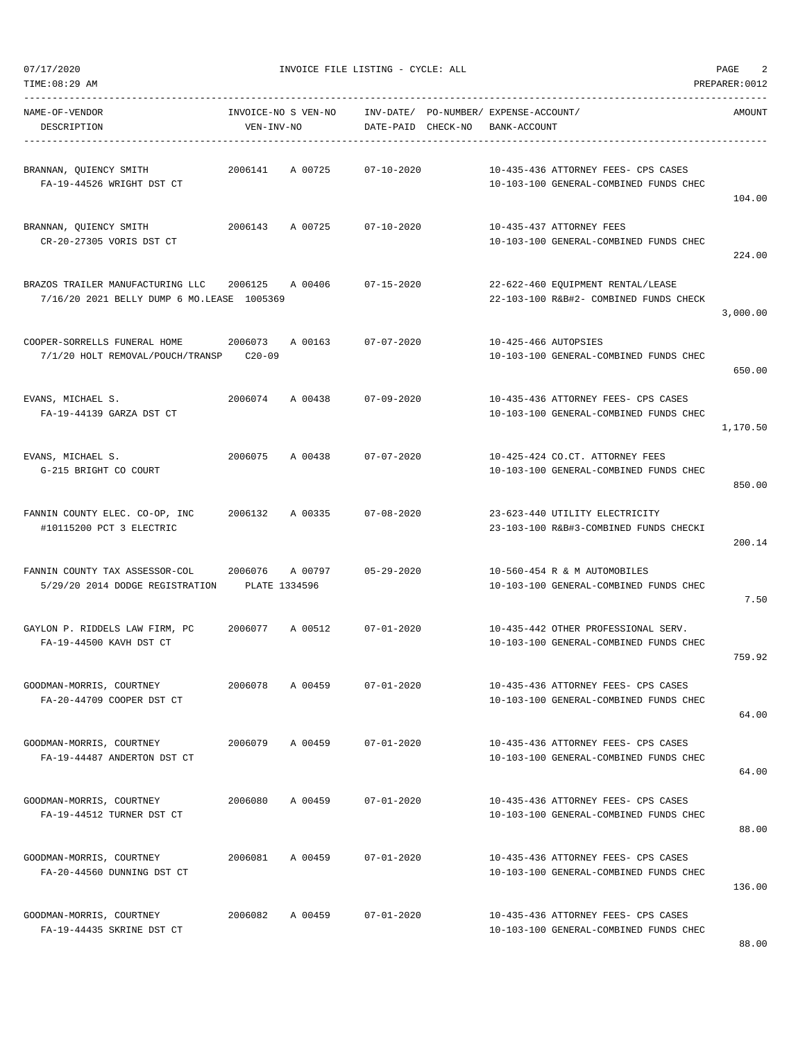07/17/2020 INVOICE FILE LISTING - CYCLE: ALL

TIME:08:29 AM PREPARER:0012

| NAME-OF-VENDOR / DESCRIPTION | INVOICE-NO / VEN-INV-NO | S | VEN-NO | INV-DATE/ DATE-PAID | PO-NUMBER/ CHECK-NO | EXPENSE-ACCOUNT/ BANK-ACCOUNT | AMOUNT |
|---|---|---|---|---|---|---|---|
| BRANNAN, QUIENCY SMITH<br>FA-19-44526 WRIGHT DST CT | 2006141 | A | 00725 | 07-10-2020 | | 10-435-436 ATTORNEY FEES- CPS CASES<br>10-103-100 GENERAL-COMBINED FUNDS CHEC | 104.00 |
| BRANNAN, QUIENCY SMITH<br>CR-20-27305 VORIS DST CT | 2006143 | A | 00725 | 07-10-2020 | | 10-435-437 ATTORNEY FEES<br>10-103-100 GENERAL-COMBINED FUNDS CHEC | 224.00 |
| BRAZOS TRAILER MANUFACTURING LLC<br>7/16/20 2021 BELLY DUMP 6 MO.LEASE | 2006125<br>1005369 | A | 00406 | 07-15-2020 | | 22-622-460 EQUIPMENT RENTAL/LEASE<br>22-103-100 R&B#2- COMBINED FUNDS CHECK | 3,000.00 |
| COOPER-SORRELLS FUNERAL HOME<br>7/1/20 HOLT REMOVAL/POUCH/TRANSP | 2006073<br>C20-09 | A | 00163 | 07-07-2020 | | 10-425-466 AUTOPSIES<br>10-103-100 GENERAL-COMBINED FUNDS CHEC | 650.00 |
| EVANS, MICHAEL S.<br>FA-19-44139 GARZA DST CT | 2006074 | A | 00438 | 07-09-2020 | | 10-435-436 ATTORNEY FEES- CPS CASES<br>10-103-100 GENERAL-COMBINED FUNDS CHEC | 1,170.50 |
| EVANS, MICHAEL S.<br>G-215 BRIGHT CO COURT | 2006075 | A | 00438 | 07-07-2020 | | 10-425-424 CO.CT. ATTORNEY FEES<br>10-103-100 GENERAL-COMBINED FUNDS CHEC | 850.00 |
| FANNIN COUNTY ELEC. CO-OP, INC<br>#10115200 PCT 3 ELECTRIC | 2006132 | A | 00335 | 07-08-2020 | | 23-623-440 UTILITY ELECTRICITY<br>23-103-100 R&B#3-COMBINED FUNDS CHECKI | 200.14 |
| FANNIN COUNTY TAX ASSESSOR-COL<br>5/29/20 2014 DODGE REGISTRATION | 2006076<br>PLATE 1334596 | A | 00797 | 05-29-2020 | | 10-560-454 R & M AUTOMOBILES<br>10-103-100 GENERAL-COMBINED FUNDS CHEC | 7.50 |
| GAYLON P. RIDDELS LAW FIRM, PC<br>FA-19-44500 KAVH DST CT | 2006077 | A | 00512 | 07-01-2020 | | 10-435-442 OTHER PROFESSIONAL SERV.<br>10-103-100 GENERAL-COMBINED FUNDS CHEC | 759.92 |
| GOODMAN-MORRIS, COURTNEY<br>FA-20-44709 COOPER DST CT | 2006078 | A | 00459 | 07-01-2020 | | 10-435-436 ATTORNEY FEES- CPS CASES<br>10-103-100 GENERAL-COMBINED FUNDS CHEC | 64.00 |
| GOODMAN-MORRIS, COURTNEY<br>FA-19-44487 ANDERTON DST CT | 2006079 | A | 00459 | 07-01-2020 | | 10-435-436 ATTORNEY FEES- CPS CASES<br>10-103-100 GENERAL-COMBINED FUNDS CHEC | 64.00 |
| GOODMAN-MORRIS, COURTNEY<br>FA-19-44512 TURNER DST CT | 2006080 | A | 00459 | 07-01-2020 | | 10-435-436 ATTORNEY FEES- CPS CASES<br>10-103-100 GENERAL-COMBINED FUNDS CHEC | 88.00 |
| GOODMAN-MORRIS, COURTNEY<br>FA-20-44560 DUNNING DST CT | 2006081 | A | 00459 | 07-01-2020 | | 10-435-436 ATTORNEY FEES- CPS CASES<br>10-103-100 GENERAL-COMBINED FUNDS CHEC | 136.00 |
| GOODMAN-MORRIS, COURTNEY<br>FA-19-44435 SKRINE DST CT | 2006082 | A | 00459 | 07-01-2020 | | 10-435-436 ATTORNEY FEES- CPS CASES<br>10-103-100 GENERAL-COMBINED FUNDS CHEC | 88.00 |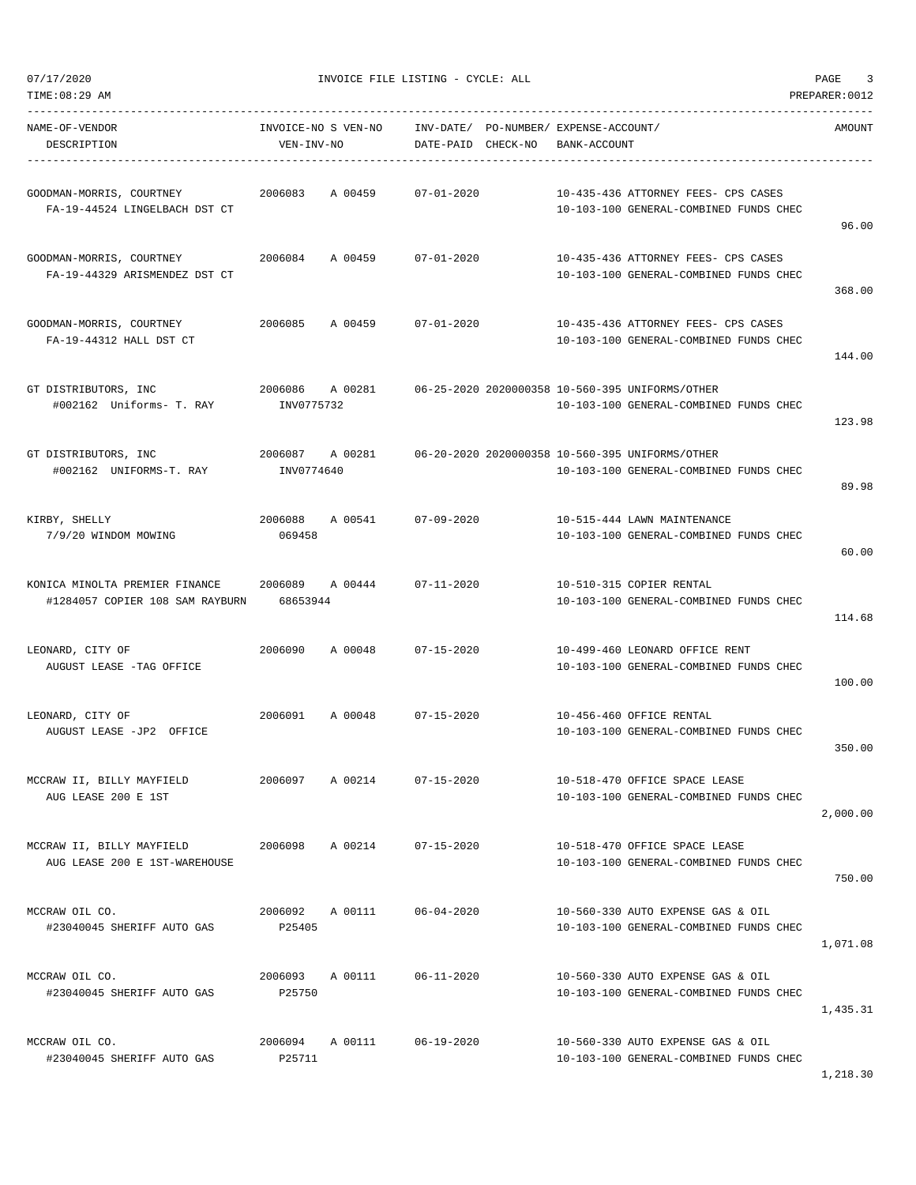INVOICE FILE LISTING - CYCLE: ALL

| NAME-OF-VENDOR / DESCRIPTION | INVOICE-NO | S VEN-NO / VEN-INV-NO | INV-DATE/ DATE-PAID | PO-NUMBER/ CHECK-NO | EXPENSE-ACCOUNT/ BANK-ACCOUNT | AMOUNT |
|---|---|---|---|---|---|---|
| GOODMAN-MORRIS, COURTNEY<br>FA-19-44524 LINGELBACH DST CT | 2006083 | A 00459 | 07-01-2020 | | 10-435-436 ATTORNEY FEES- CPS CASES<br>10-103-100 GENERAL-COMBINED FUNDS CHEC | 96.00 |
| GOODMAN-MORRIS, COURTNEY<br>FA-19-44329 ARISMENDEZ DST CT | 2006084 | A 00459 | 07-01-2020 | | 10-435-436 ATTORNEY FEES- CPS CASES<br>10-103-100 GENERAL-COMBINED FUNDS CHEC | 368.00 |
| GOODMAN-MORRIS, COURTNEY<br>FA-19-44312 HALL DST CT | 2006085 | A 00459 | 07-01-2020 | | 10-435-436 ATTORNEY FEES- CPS CASES<br>10-103-100 GENERAL-COMBINED FUNDS CHEC | 144.00 |
| GT DISTRIBUTORS, INC<br>#002162 Uniforms- T. RAY | 2006086 | A 00281<br>INV0775732 | 06-25-2020 | 2020000358 | 10-560-395 UNIFORMS/OTHER<br>10-103-100 GENERAL-COMBINED FUNDS CHEC | 123.98 |
| GT DISTRIBUTORS, INC<br>#002162 UNIFORMS-T. RAY | 2006087 | A 00281<br>INV0774640 | 06-20-2020 | 2020000358 | 10-560-395 UNIFORMS/OTHER<br>10-103-100 GENERAL-COMBINED FUNDS CHEC | 89.98 |
| KIRBY, SHELLY<br>7/9/20 WINDOM MOWING | 2006088 | A 00541<br>069458 | 07-09-2020 | | 10-515-444 LAWN MAINTENANCE<br>10-103-100 GENERAL-COMBINED FUNDS CHEC | 60.00 |
| KONICA MINOLTA PREMIER FINANCE<br>#1284057 COPIER 108 SAM RAYBURN | 2006089 | A 00444<br>68653944 | 07-11-2020 | | 10-510-315 COPIER RENTAL<br>10-103-100 GENERAL-COMBINED FUNDS CHEC | 114.68 |
| LEONARD, CITY OF<br>AUGUST LEASE -TAG OFFICE | 2006090 | A 00048 | 07-15-2020 | | 10-499-460 LEONARD OFFICE RENT<br>10-103-100 GENERAL-COMBINED FUNDS CHEC | 100.00 |
| LEONARD, CITY OF<br>AUGUST LEASE -JP2 OFFICE | 2006091 | A 00048 | 07-15-2020 | | 10-456-460 OFFICE RENTAL<br>10-103-100 GENERAL-COMBINED FUNDS CHEC | 350.00 |
| MCCRAW II, BILLY MAYFIELD<br>AUG LEASE 200 E 1ST | 2006097 | A 00214 | 07-15-2020 | | 10-518-470 OFFICE SPACE LEASE<br>10-103-100 GENERAL-COMBINED FUNDS CHEC | 2,000.00 |
| MCCRAW II, BILLY MAYFIELD<br>AUG LEASE 200 E 1ST-WAREHOUSE | 2006098 | A 00214 | 07-15-2020 | | 10-518-470 OFFICE SPACE LEASE<br>10-103-100 GENERAL-COMBINED FUNDS CHEC | 750.00 |
| MCCRAW OIL CO.<br>#23040045 SHERIFF AUTO GAS | 2006092 | A 00111<br>P25405 | 06-04-2020 | | 10-560-330 AUTO EXPENSE GAS & OIL<br>10-103-100 GENERAL-COMBINED FUNDS CHEC | 1,071.08 |
| MCCRAW OIL CO.<br>#23040045 SHERIFF AUTO GAS | 2006093 | A 00111<br>P25750 | 06-11-2020 | | 10-560-330 AUTO EXPENSE GAS & OIL<br>10-103-100 GENERAL-COMBINED FUNDS CHEC | 1,435.31 |
| MCCRAW OIL CO.<br>#23040045 SHERIFF AUTO GAS | 2006094 | A 00111<br>P25711 | 06-19-2020 | | 10-560-330 AUTO EXPENSE GAS & OIL<br>10-103-100 GENERAL-COMBINED FUNDS CHEC | 1,218.30 |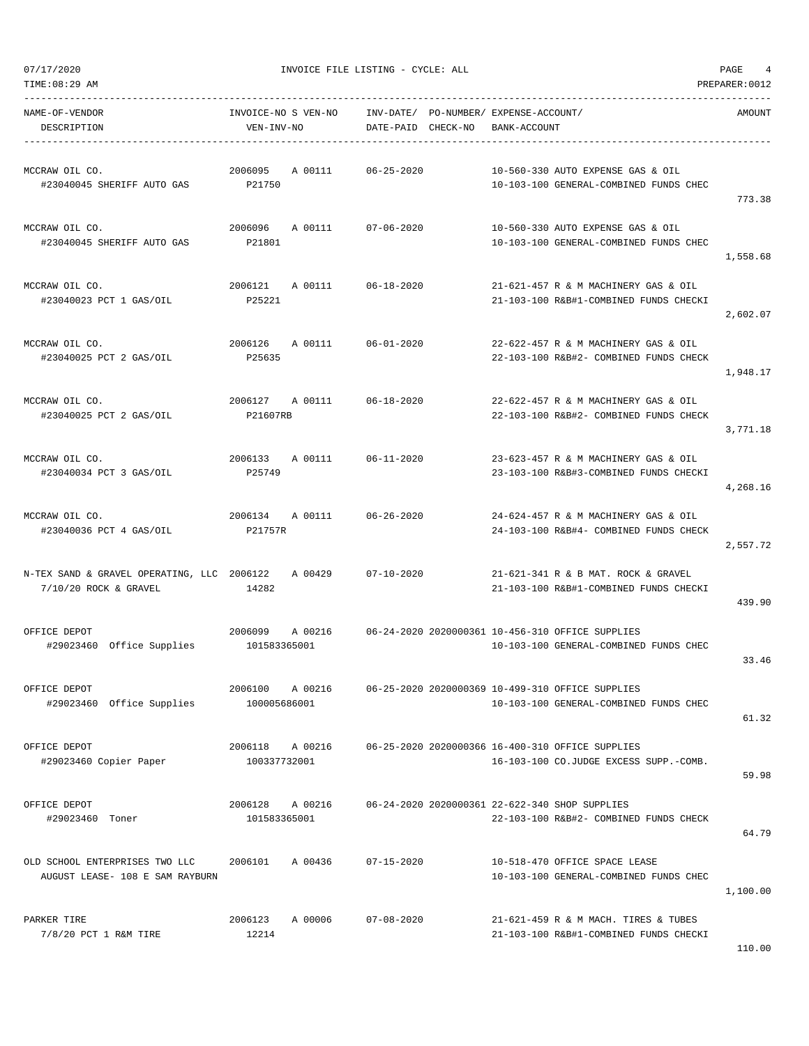07/17/2020 INVOICE FILE LISTING - CYCLE: ALL

TIME:08:29 AM PREPARER:0012

| NAME-OF-VENDOR / DESCRIPTION | INVOICE-NO S VEN-NO / VEN-INV-NO | INV-DATE/ DATE-PAID | PO-NUMBER/ CHECK-NO | EXPENSE-ACCOUNT/ BANK-ACCOUNT | AMOUNT |
|---|---|---|---|---|---|
| MCCRAW OIL CO. #23040045 SHERIFF AUTO GAS | 2006095 A 00111 P21750 | 06-25-2020 | | 10-560-330 AUTO EXPENSE GAS & OIL 10-103-100 GENERAL-COMBINED FUNDS CHEC | 773.38 |
| MCCRAW OIL CO. #23040045 SHERIFF AUTO GAS | 2006096 A 00111 P21801 | 07-06-2020 | | 10-560-330 AUTO EXPENSE GAS & OIL 10-103-100 GENERAL-COMBINED FUNDS CHEC | 1,558.68 |
| MCCRAW OIL CO. #23040023 PCT 1 GAS/OIL | 2006121 A 00111 P25221 | 06-18-2020 | | 21-621-457 R & M MACHINERY GAS & OIL 21-103-100 R&B#1-COMBINED FUNDS CHECKI | 2,602.07 |
| MCCRAW OIL CO. #23040025 PCT 2 GAS/OIL | 2006126 A 00111 P25635 | 06-01-2020 | | 22-622-457 R & M MACHINERY GAS & OIL 22-103-100 R&B#2- COMBINED FUNDS CHECK | 1,948.17 |
| MCCRAW OIL CO. #23040025 PCT 2 GAS/OIL | 2006127 A 00111 P21607RB | 06-18-2020 | | 22-622-457 R & M MACHINERY GAS & OIL 22-103-100 R&B#2- COMBINED FUNDS CHECK | 3,771.18 |
| MCCRAW OIL CO. #23040034 PCT 3 GAS/OIL | 2006133 A 00111 P25749 | 06-11-2020 | | 23-623-457 R & M MACHINERY GAS & OIL 23-103-100 R&B#3-COMBINED FUNDS CHECKI | 4,268.16 |
| MCCRAW OIL CO. #23040036 PCT 4 GAS/OIL | 2006134 A 00111 P21757R | 06-26-2020 | | 24-624-457 R & M MACHINERY GAS & OIL 24-103-100 R&B#4- COMBINED FUNDS CHECK | 2,557.72 |
| N-TEX SAND & GRAVEL OPERATING, LLC 7/10/20 ROCK & GRAVEL | 2006122 A 00429 14282 | 07-10-2020 | | 21-621-341 R & B MAT. ROCK & GRAVEL 21-103-100 R&B#1-COMBINED FUNDS CHECKI | 439.90 |
| OFFICE DEPOT #29023460 Office Supplies | 2006099 A 00216 101583365001 | 06-24-2020 | 2020000361 | 10-456-310 OFFICE SUPPLIES 10-103-100 GENERAL-COMBINED FUNDS CHEC | 33.46 |
| OFFICE DEPOT #29023460 Office Supplies | 2006100 A 00216 100005686001 | 06-25-2020 | 2020000369 | 10-499-310 OFFICE SUPPLIES 10-103-100 GENERAL-COMBINED FUNDS CHEC | 61.32 |
| OFFICE DEPOT #29023460 Copier Paper | 2006118 A 00216 100337732001 | 06-25-2020 | 2020000366 | 16-400-310 OFFICE SUPPLIES 16-103-100 CO.JUDGE EXCESS SUPP.-COMB. | 59.98 |
| OFFICE DEPOT #29023460 Toner | 2006128 A 00216 101583365001 | 06-24-2020 | 2020000361 | 22-622-340 SHOP SUPPLIES 22-103-100 R&B#2- COMBINED FUNDS CHECK | 64.79 |
| OLD SCHOOL ENTERPRISES TWO LLC AUGUST LEASE- 108 E SAM RAYBURN | 2006101 A 00436 | 07-15-2020 | | 10-518-470 OFFICE SPACE LEASE 10-103-100 GENERAL-COMBINED FUNDS CHEC | 1,100.00 |
| PARKER TIRE 7/8/20 PCT 1 R&M TIRE | 2006123 A 00006 12214 | 07-08-2020 | | 21-621-459 R & M MACH. TIRES & TUBES 21-103-100 R&B#1-COMBINED FUNDS CHECKI | 110.00 |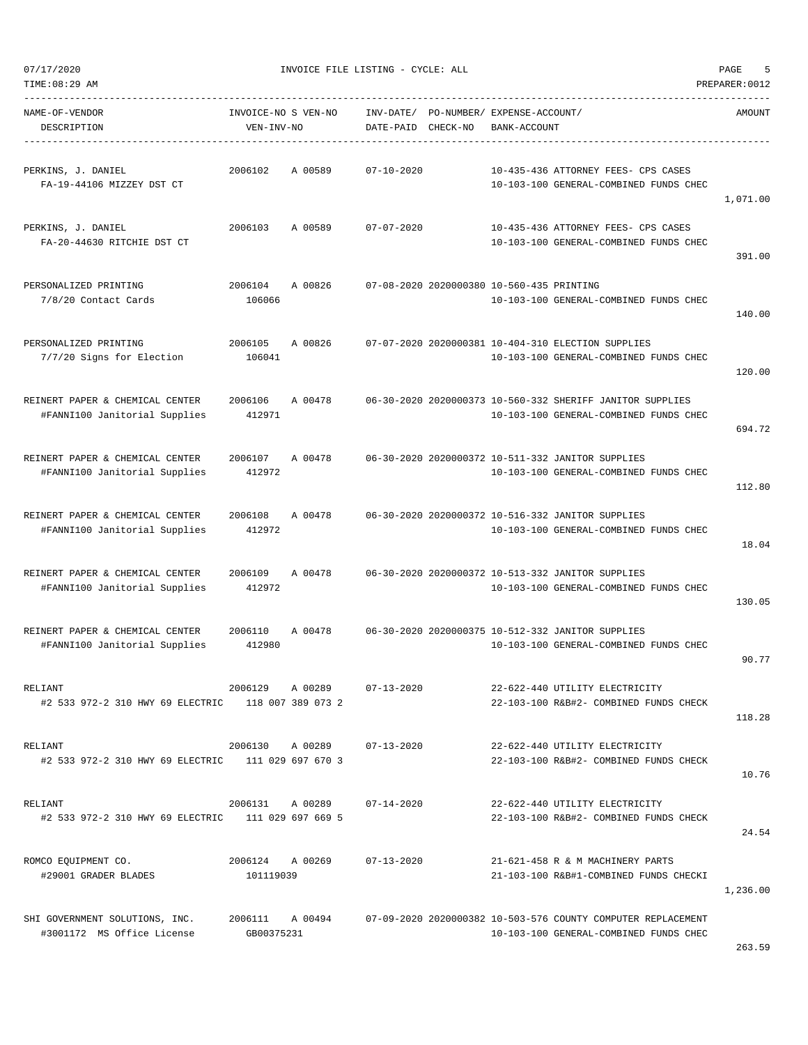| NAME-OF-VENDOR<br>DESCRIPTION | INVOICE-NO S VEN-NO<br>VEN-INV-NO | INV-DATE/ PO-NUMBER/<br>DATE-PAID CHECK-NO | EXPENSE-ACCOUNT/<br>BANK-ACCOUNT | AMOUNT |
|---|---|---|---|---|
| PERKINS, J. DANIEL<br>FA-19-44106 MIZZEY DST CT | 2006102 A 00589 | 07-10-2020 | 10-435-436 ATTORNEY FEES- CPS CASES<br>10-103-100 GENERAL-COMBINED FUNDS CHEC | 1,071.00 |
| PERKINS, J. DANIEL<br>FA-20-44630 RITCHIE DST CT | 2006103 A 00589 | 07-07-2020 | 10-435-436 ATTORNEY FEES- CPS CASES<br>10-103-100 GENERAL-COMBINED FUNDS CHEC | 391.00 |
| PERSONALIZED PRINTING<br>7/8/20 Contact Cards | 2006104 A 00826<br>106066 | 07-08-2020 2020000380 | 10-560-435 PRINTING<br>10-103-100 GENERAL-COMBINED FUNDS CHEC | 140.00 |
| PERSONALIZED PRINTING<br>7/7/20 Signs for Election | 2006105 A 00826<br>106041 | 07-07-2020 2020000381 | 10-404-310 ELECTION SUPPLIES<br>10-103-100 GENERAL-COMBINED FUNDS CHEC | 120.00 |
| REINERT PAPER & CHEMICAL CENTER<br>#FANNI100 Janitorial Supplies | 2006106 A 00478<br>412971 | 06-30-2020 2020000373 | 10-560-332 SHERIFF JANITOR SUPPLIES<br>10-103-100 GENERAL-COMBINED FUNDS CHEC | 694.72 |
| REINERT PAPER & CHEMICAL CENTER<br>#FANNI100 Janitorial Supplies | 2006107 A 00478<br>412972 | 06-30-2020 2020000372 | 10-511-332 JANITOR SUPPLIES<br>10-103-100 GENERAL-COMBINED FUNDS CHEC | 112.80 |
| REINERT PAPER & CHEMICAL CENTER<br>#FANNI100 Janitorial Supplies | 2006108 A 00478<br>412972 | 06-30-2020 2020000372 | 10-516-332 JANITOR SUPPLIES<br>10-103-100 GENERAL-COMBINED FUNDS CHEC | 18.04 |
| REINERT PAPER & CHEMICAL CENTER<br>#FANNI100 Janitorial Supplies | 2006109 A 00478<br>412972 | 06-30-2020 2020000372 | 10-513-332 JANITOR SUPPLIES<br>10-103-100 GENERAL-COMBINED FUNDS CHEC | 130.05 |
| REINERT PAPER & CHEMICAL CENTER<br>#FANNI100 Janitorial Supplies | 2006110 A 00478<br>412980 | 06-30-2020 2020000375 | 10-512-332 JANITOR SUPPLIES<br>10-103-100 GENERAL-COMBINED FUNDS CHEC | 90.77 |
| RELIANT<br>#2 533 972-2 310 HWY 69 ELECTRIC | 2006129 A 00289<br>118 007 389 073 2 | 07-13-2020 | 22-622-440 UTILITY ELECTRICITY<br>22-103-100 R&B#2- COMBINED FUNDS CHECK | 118.28 |
| RELIANT<br>#2 533 972-2 310 HWY 69 ELECTRIC | 2006130 A 00289<br>111 029 697 670 3 | 07-13-2020 | 22-622-440 UTILITY ELECTRICITY<br>22-103-100 R&B#2- COMBINED FUNDS CHECK | 10.76 |
| RELIANT<br>#2 533 972-2 310 HWY 69 ELECTRIC | 2006131 A 00289<br>111 029 697 669 5 | 07-14-2020 | 22-622-440 UTILITY ELECTRICITY<br>22-103-100 R&B#2- COMBINED FUNDS CHECK | 24.54 |
| ROMCO EQUIPMENT CO.<br>#29001 GRADER BLADES | 2006124 A 00269<br>101119039 | 07-13-2020 | 21-621-458 R & M MACHINERY PARTS<br>21-103-100 R&B#1-COMBINED FUNDS CHECKI | 1,236.00 |
| SHI GOVERNMENT SOLUTIONS, INC.<br>#3001172 MS Office License | 2006111 A 00494<br>GB00375231 | 07-09-2020 2020000382 | 10-503-576 COUNTY COMPUTER REPLACEMENT<br>10-103-100 GENERAL-COMBINED FUNDS CHEC | 263.59 |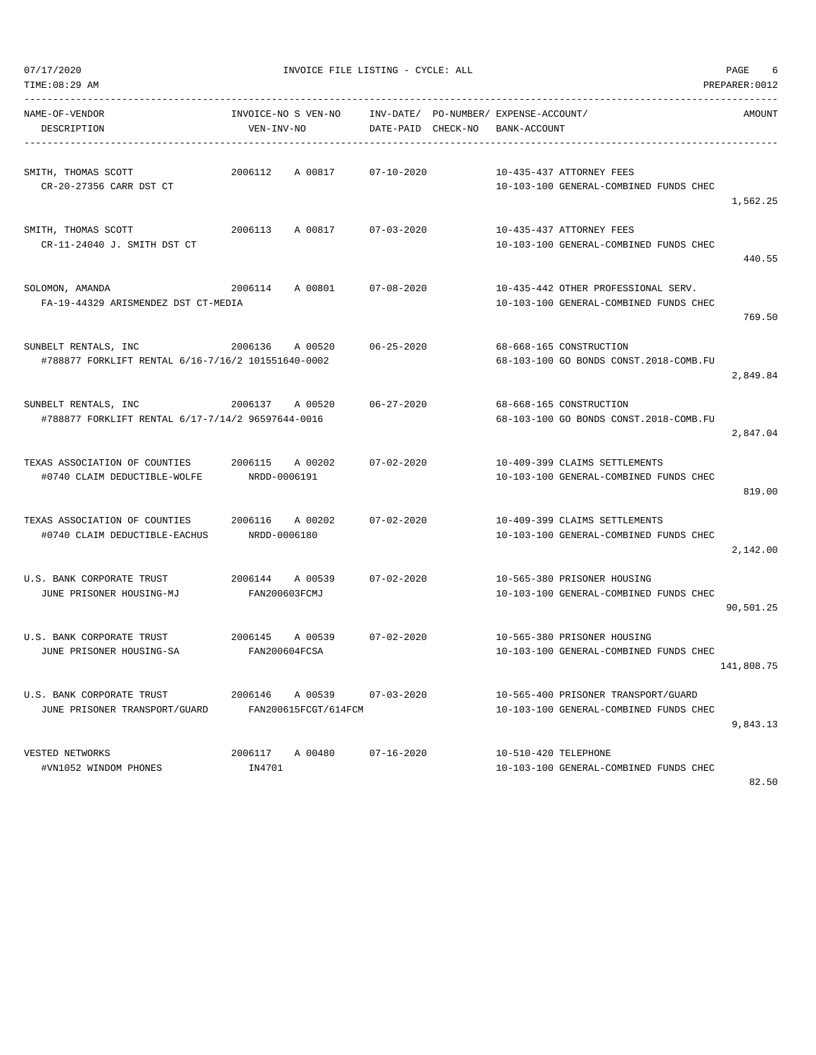07/17/2020 INVOICE FILE LISTING - CYCLE: ALL

TIME:08:29 AM PREPARER:0012

| NAME-OF-VENDOR / DESCRIPTION | INVOICE-NO S VEN-NO / VEN-INV-NO | INV-DATE/ DATE-PAID | PO-NUMBER/ CHECK-NO | EXPENSE-ACCOUNT/ BANK-ACCOUNT | AMOUNT |
|---|---|---|---|---|---|
| SMITH, THOMAS SCOTT<br>CR-20-27356 CARR DST CT | 2006112 A 00817 | 07-10-2020 | | 10-435-437 ATTORNEY FEES<br>10-103-100 GENERAL-COMBINED FUNDS CHEC | 1,562.25 |
| SMITH, THOMAS SCOTT<br>CR-11-24040 J. SMITH DST CT | 2006113 A 00817 | 07-03-2020 | | 10-435-437 ATTORNEY FEES<br>10-103-100 GENERAL-COMBINED FUNDS CHEC | 440.55 |
| SOLOMON, AMANDA<br>FA-19-44329 ARISMENDEZ DST CT-MEDIA | 2006114 A 00801 | 07-08-2020 | | 10-435-442 OTHER PROFESSIONAL SERV.<br>10-103-100 GENERAL-COMBINED FUNDS CHEC | 769.50 |
| SUNBELT RENTALS, INC<br>#788877 FORKLIFT RENTAL 6/16-7/16/2 101551640-0002 | 2006136 A 00520 | 06-25-2020 | | 68-668-165 CONSTRUCTION<br>68-103-100 GO BONDS CONST.2018-COMB.FU | 2,849.84 |
| SUNBELT RENTALS, INC<br>#788877 FORKLIFT RENTAL 6/17-7/14/2 96597644-0016 | 2006137 A 00520 | 06-27-2020 | | 68-668-165 CONSTRUCTION<br>68-103-100 GO BONDS CONST.2018-COMB.FU | 2,847.04 |
| TEXAS ASSOCIATION OF COUNTIES<br>#0740 CLAIM DEDUCTIBLE-WOLFE | 2006115 A 00202<br>NRDD-0006191 | 07-02-2020 | | 10-409-399 CLAIMS SETTLEMENTS<br>10-103-100 GENERAL-COMBINED FUNDS CHEC | 819.00 |
| TEXAS ASSOCIATION OF COUNTIES<br>#0740 CLAIM DEDUCTIBLE-EACHUS | 2006116 A 00202<br>NRDD-0006180 | 07-02-2020 | | 10-409-399 CLAIMS SETTLEMENTS<br>10-103-100 GENERAL-COMBINED FUNDS CHEC | 2,142.00 |
| U.S. BANK CORPORATE TRUST<br>JUNE PRISONER HOUSING-MJ | 2006144 A 00539<br>FAN200603FCMJ | 07-02-2020 | | 10-565-380 PRISONER HOUSING<br>10-103-100 GENERAL-COMBINED FUNDS CHEC | 90,501.25 |
| U.S. BANK CORPORATE TRUST<br>JUNE PRISONER HOUSING-SA | 2006145 A 00539<br>FAN200604FCSA | 07-02-2020 | | 10-565-380 PRISONER HOUSING<br>10-103-100 GENERAL-COMBINED FUNDS CHEC | 141,808.75 |
| U.S. BANK CORPORATE TRUST<br>JUNE PRISONER TRANSPORT/GUARD | 2006146 A 00539<br>FAN200615FCGT/614FCM | 07-03-2020 | | 10-565-400 PRISONER TRANSPORT/GUARD<br>10-103-100 GENERAL-COMBINED FUNDS CHEC | 9,843.13 |
| VESTED NETWORKS<br>#VN1052 WINDOM PHONES | 2006117 A 00480<br>IN4701 | 07-16-2020 | | 10-510-420 TELEPHONE<br>10-103-100 GENERAL-COMBINED FUNDS CHEC | 82.50 |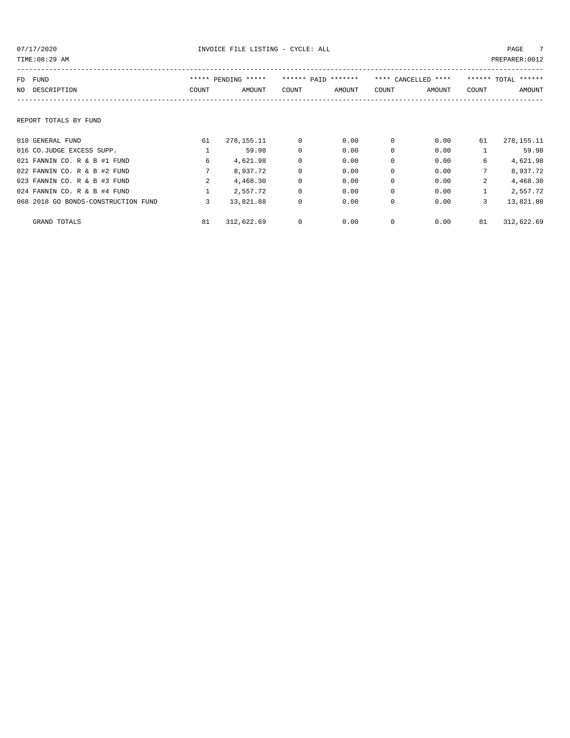07/17/2020 INVOICE FILE LISTING - CYCLE: ALL PAGE 7

TIME:08:29 AM PREPARER:0012

| FD NO | FUND DESCRIPTION | ***** PENDING ***** COUNT | AMOUNT | ****** PAID ******* COUNT | AMOUNT | **** CANCELLED **** COUNT | AMOUNT | ****** TOTAL ****** COUNT | AMOUNT |
|---|---|---|---|---|---|---|---|---|---|
| | REPORT TOTALS BY FUND | | | | | | | | |
| 010 | GENERAL FUND | 61 | 278,155.11 | 0 | 0.00 | 0 | 0.00 | 61 | 278,155.11 |
| 016 | CO.JUDGE EXCESS SUPP. | 1 | 59.98 | 0 | 0.00 | 0 | 0.00 | 1 | 59.98 |
| 021 | FANNIN CO. R & B #1 FUND | 6 | 4,621.98 | 0 | 0.00 | 0 | 0.00 | 6 | 4,621.98 |
| 022 | FANNIN CO. R & B #2 FUND | 7 | 8,937.72 | 0 | 0.00 | 0 | 0.00 | 7 | 8,937.72 |
| 023 | FANNIN CO. R & B #3 FUND | 2 | 4,468.30 | 0 | 0.00 | 0 | 0.00 | 2 | 4,468.30 |
| 024 | FANNIN CO. R & B #4 FUND | 1 | 2,557.72 | 0 | 0.00 | 0 | 0.00 | 1 | 2,557.72 |
| 068 | 2018 GO BONDS-CONSTRUCTION FUND | 3 | 13,821.88 | 0 | 0.00 | 0 | 0.00 | 3 | 13,821.88 |
| | GRAND TOTALS | 81 | 312,622.69 | 0 | 0.00 | 0 | 0.00 | 81 | 312,622.69 |